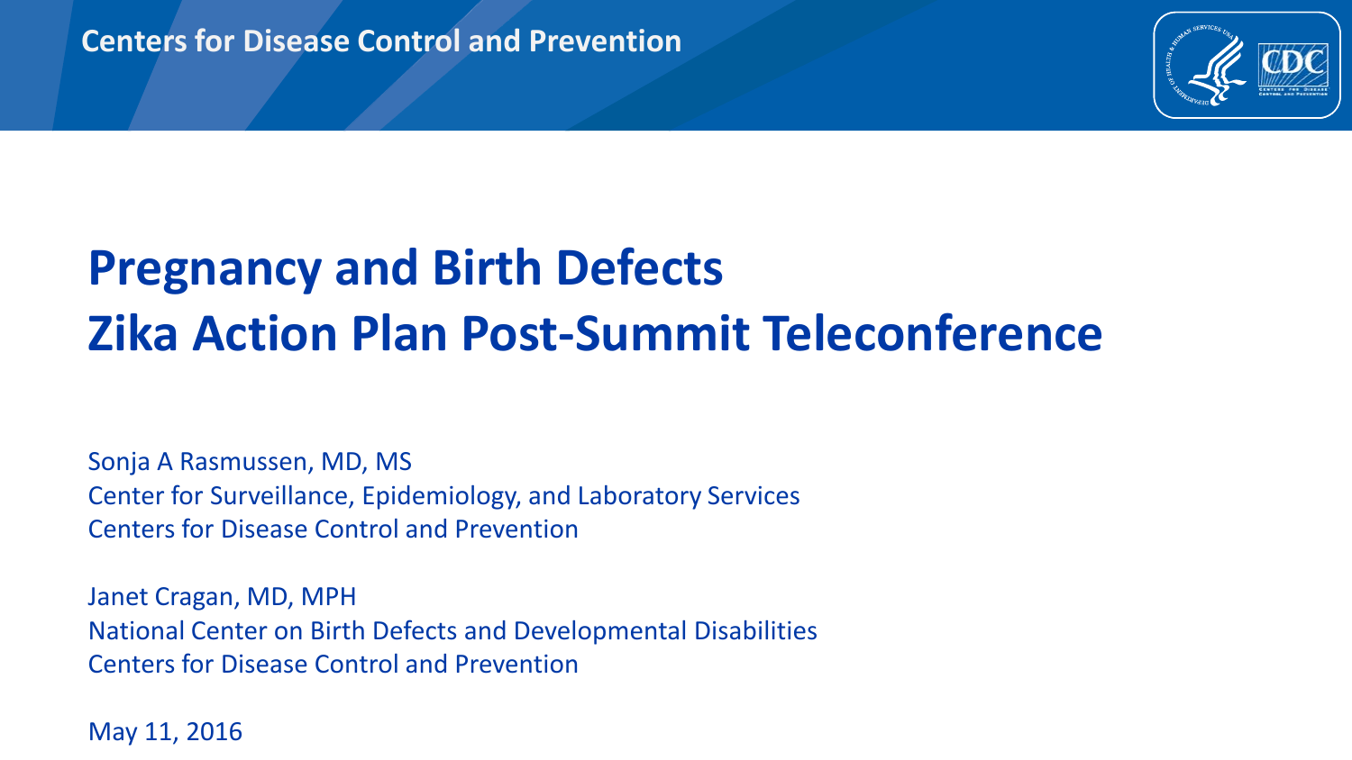Centers for Disease Control and Prevention

# Pregnancy and Birth Defects
# Zika Action Plan Post-Summit Teleconference

Sonja A Rasmussen, MD, MS
Center for Surveillance, Epidemiology, and Laboratory Services
Centers for Disease Control and Prevention

Janet Cragan, MD, MPH
National Center on Birth Defects and Developmental Disabilities
Centers for Disease Control and Prevention

May 11, 2016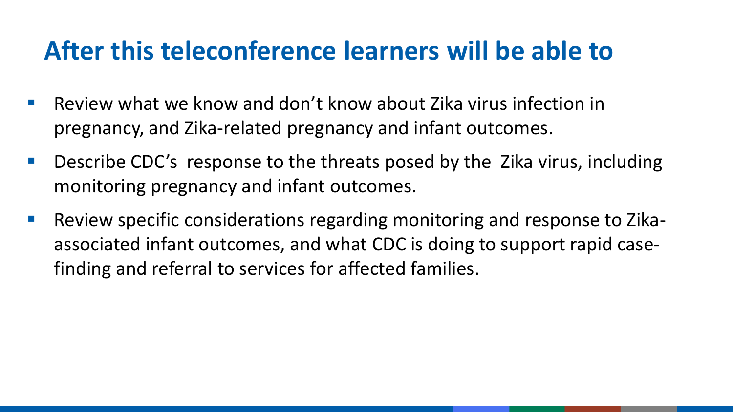## After this teleconference learners will be able to

- Review what we know and don’t know about Zika virus infection in pregnancy, and Zika-related pregnancy and infant outcomes.
- Describe CDC’s response to the threats posed by the Zika virus, including monitoring pregnancy and infant outcomes.
- Review specific considerations regarding monitoring and response to Zika-associated infant outcomes, and what CDC is doing to support rapid case-finding and referral to services for affected families.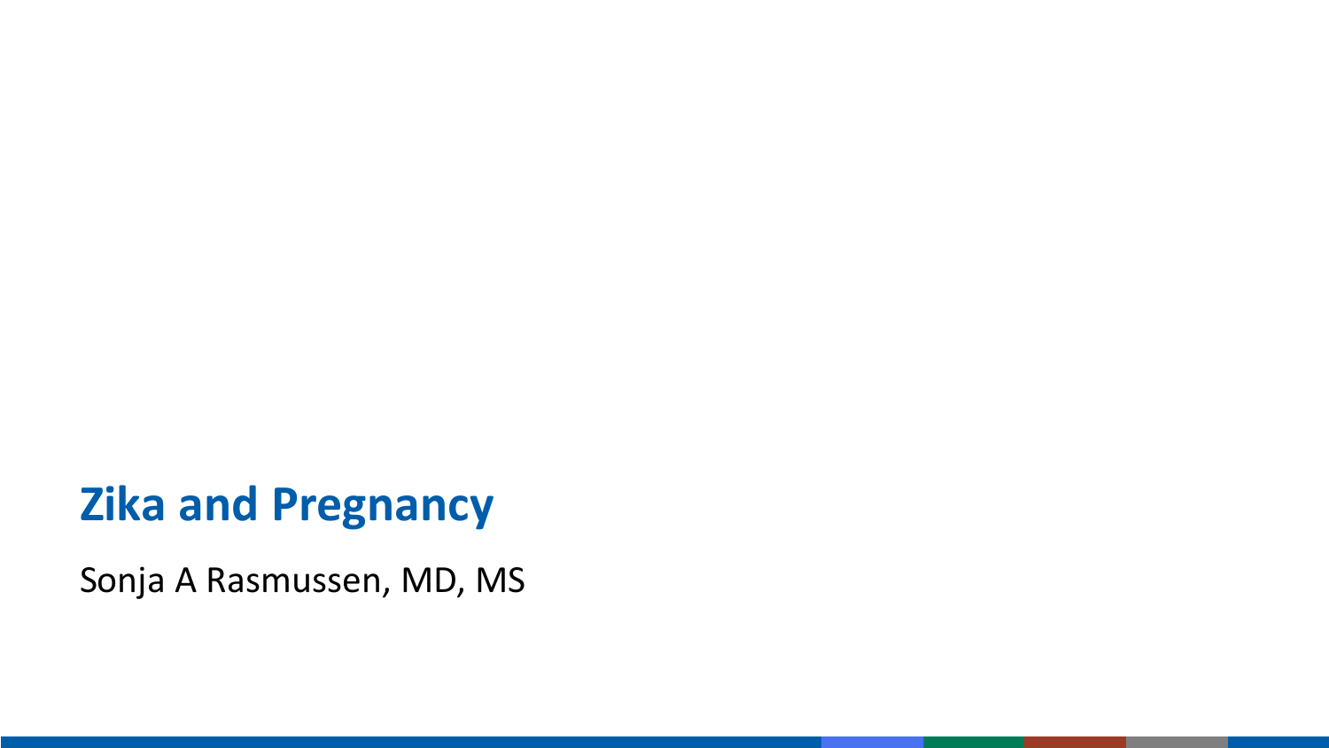# Zika and Pregnancy

Sonja A Rasmussen, MD, MS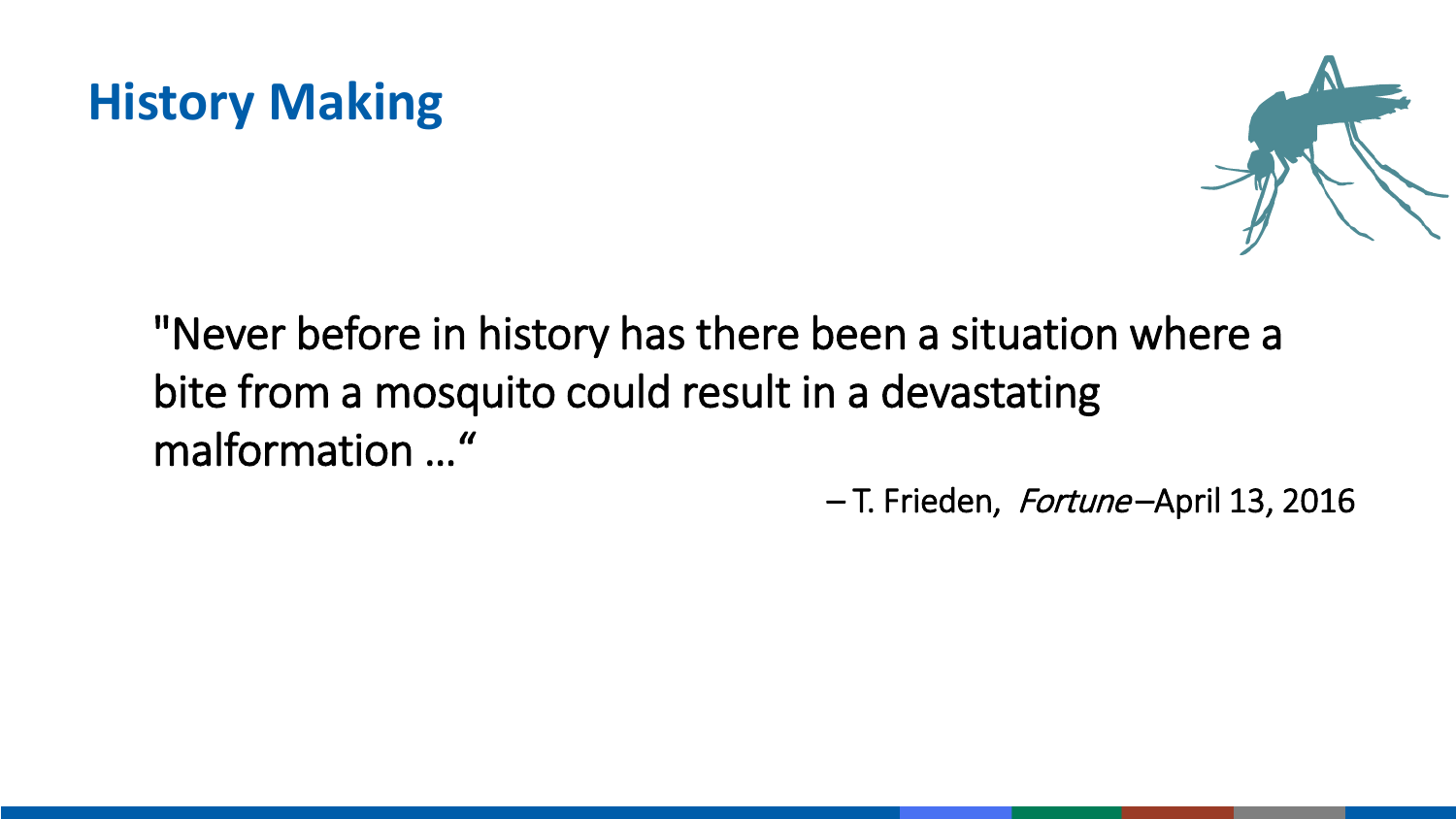# History Making

"Never before in history has there been a situation where a bite from a mosquito could result in a devastating malformation …"

– T. Frieden, *Fortune* –April 13, 2016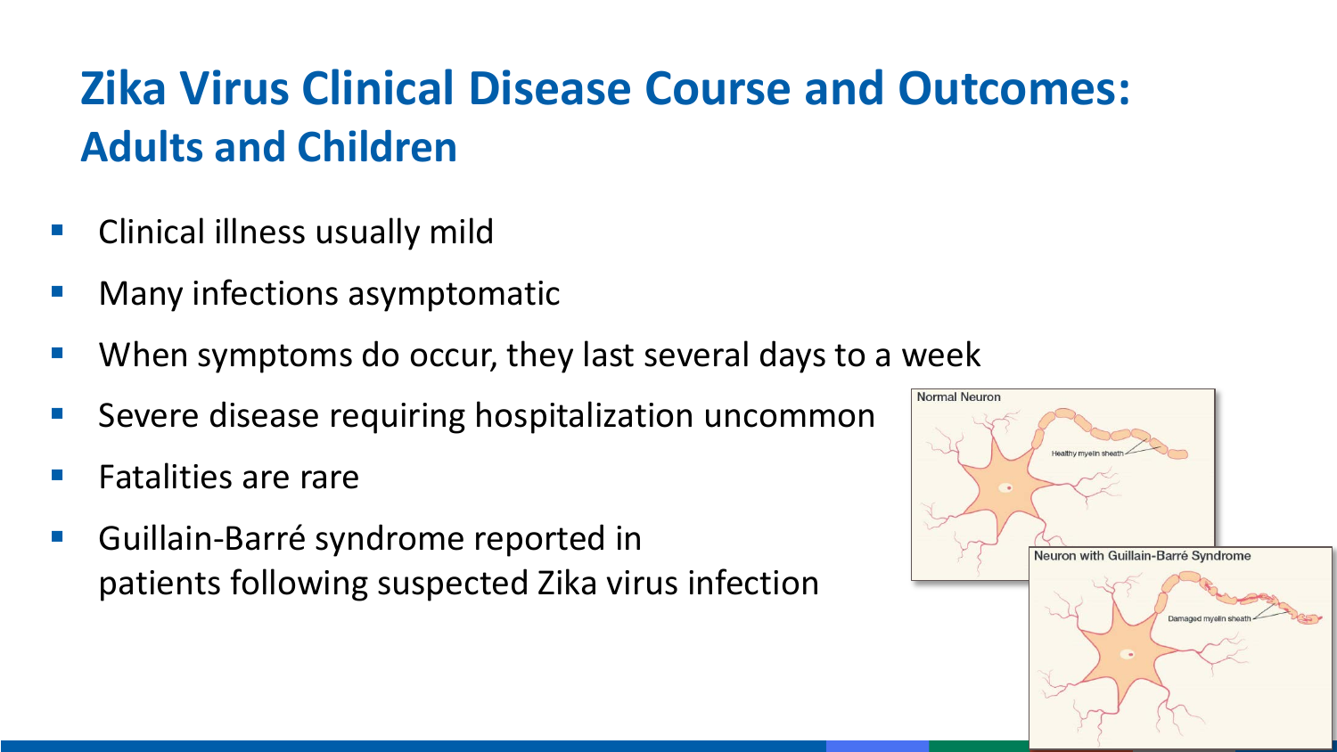# Zika Virus Clinical Disease Course and Outcomes:
## Adults and Children

- Clinical illness usually mild
- Many infections asymptomatic
- When symptoms do occur, they last several days to a week
- Severe disease requiring hospitalization uncommon
- Fatalities are rare
- Guillain-Barré syndrome reported in patients following suspected Zika virus infection

Normal Neuron

Healthy myelin sheath

Neuron with Guillain-Barré Syndrome

Damaged myelin sheath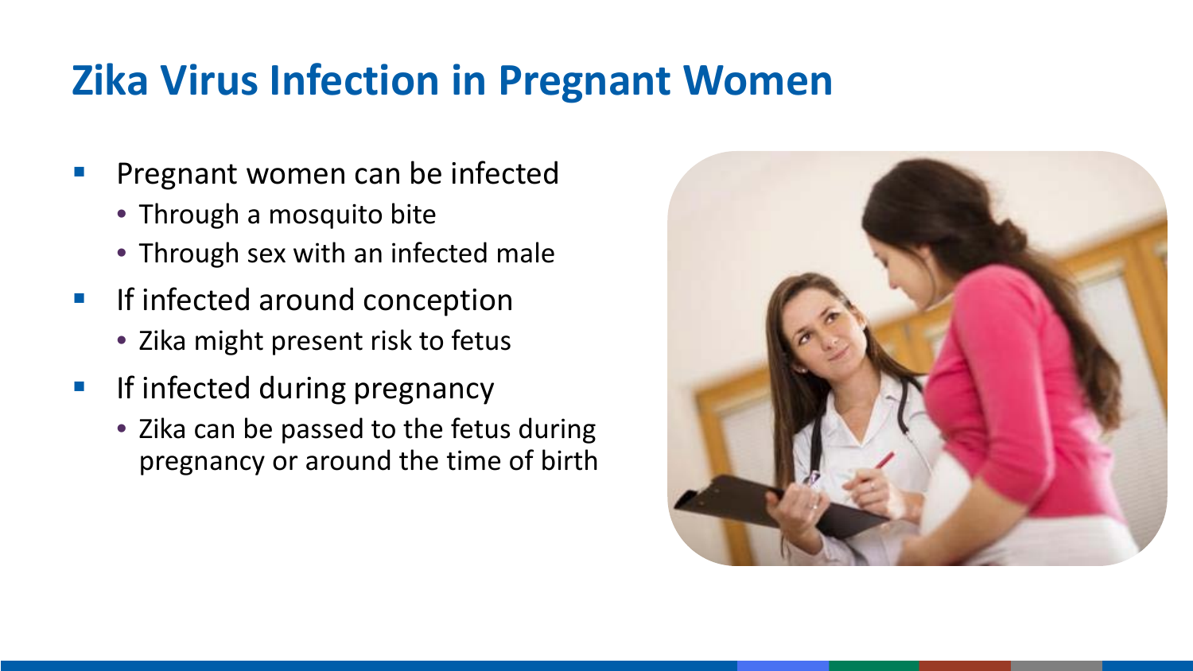# Zika Virus Infection in Pregnant Women

- Pregnant women can be infected
  - Through a mosquito bite
  - Through sex with an infected male
- If infected around conception
  - Zika might present risk to fetus
- If infected during pregnancy
  - Zika can be passed to the fetus during pregnancy or around the time of birth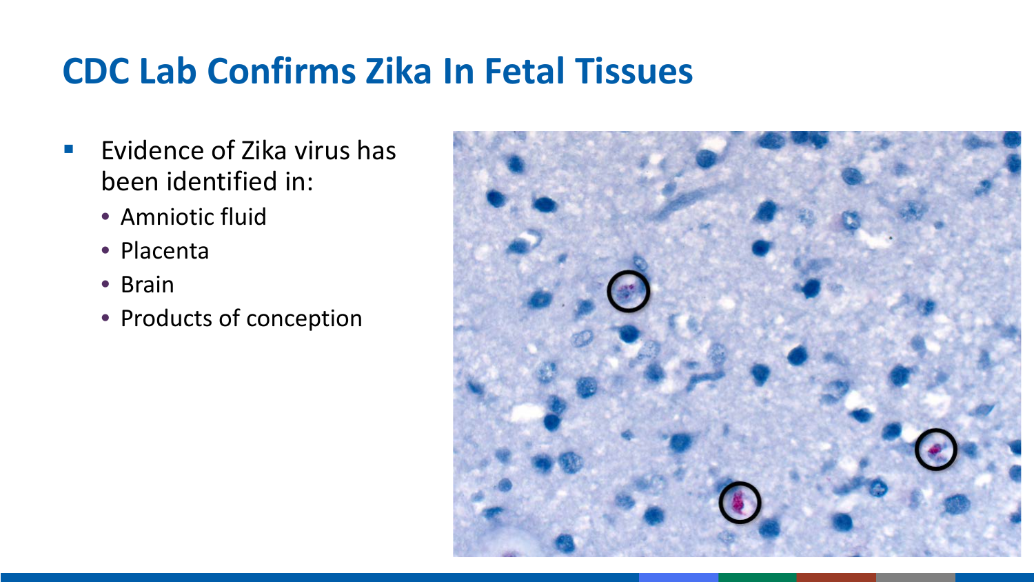# CDC Lab Confirms Zika In Fetal Tissues

- Evidence of Zika virus has been identified in:
  - Amniotic fluid
  - Placenta
  - Brain
  - Products of conception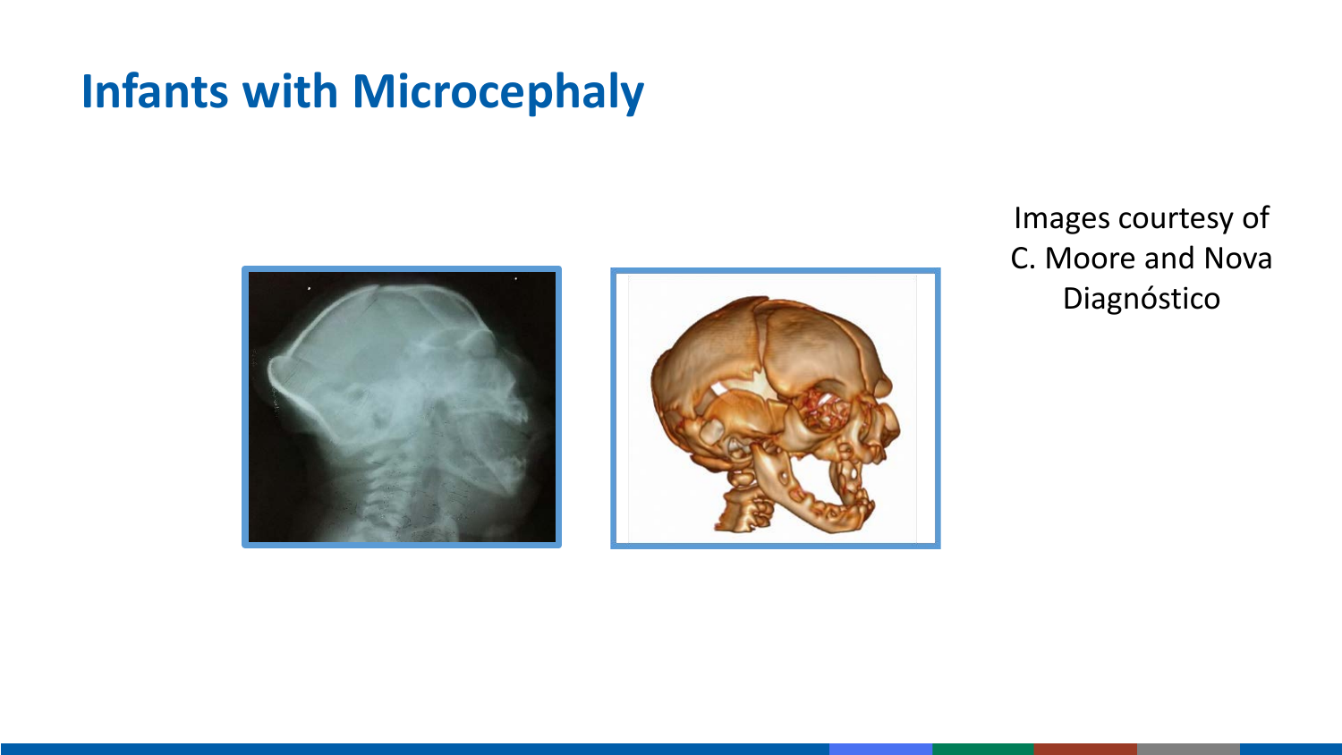# Infants with Microcephaly

Images courtesy of C. Moore and Nova Diagnóstico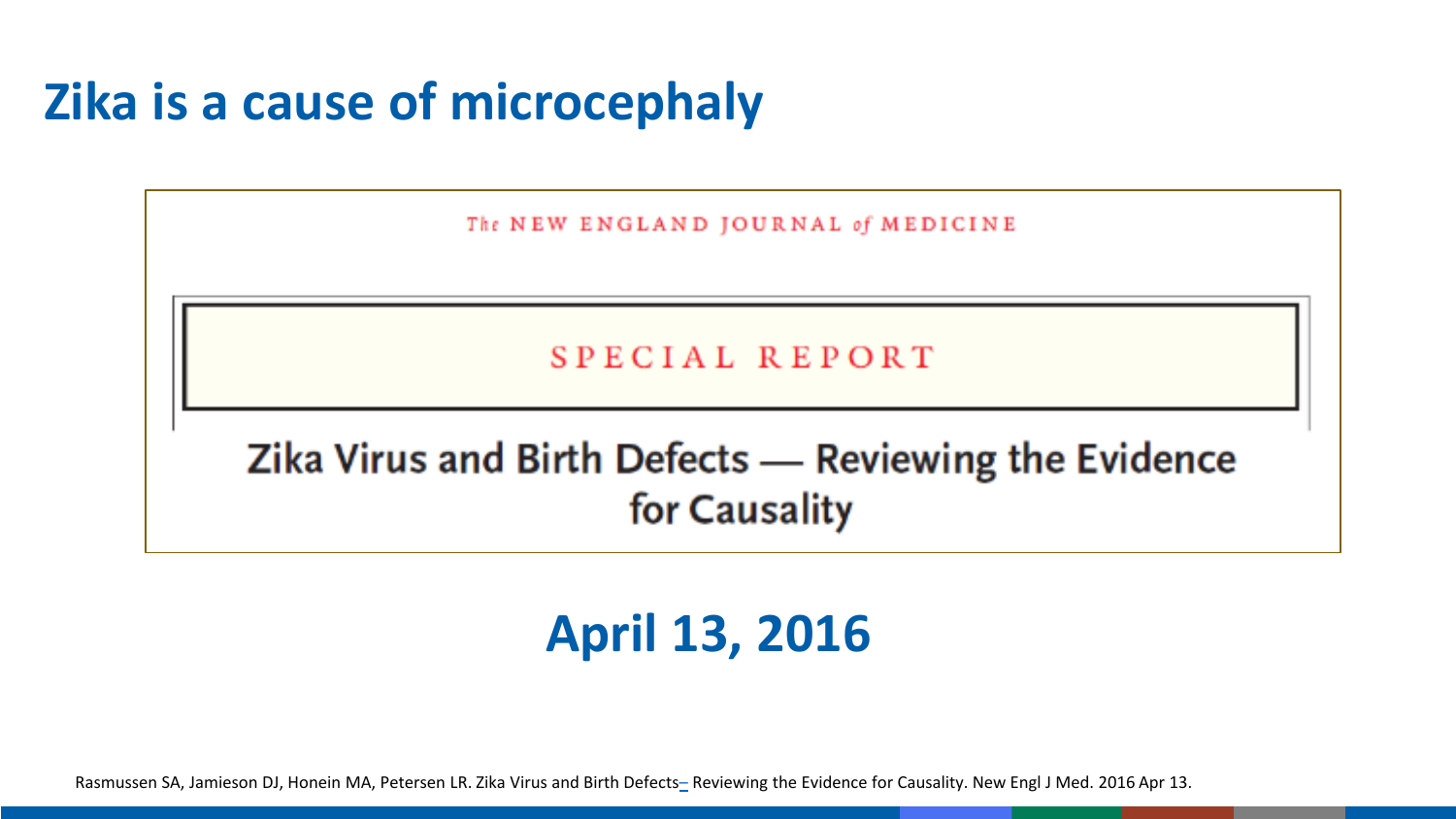# Zika is a cause of microcephaly

The NEW ENGLAND JOURNAL of MEDICINE

SPECIAL REPORT

Zika Virus and Birth Defects — Reviewing the Evidence for Causality

## April 13, 2016

Rasmussen SA, Jamieson DJ, Honein MA, Petersen LR. Zika Virus and Birth Defects– Reviewing the Evidence for Causality. New Engl J Med. 2016 Apr 13.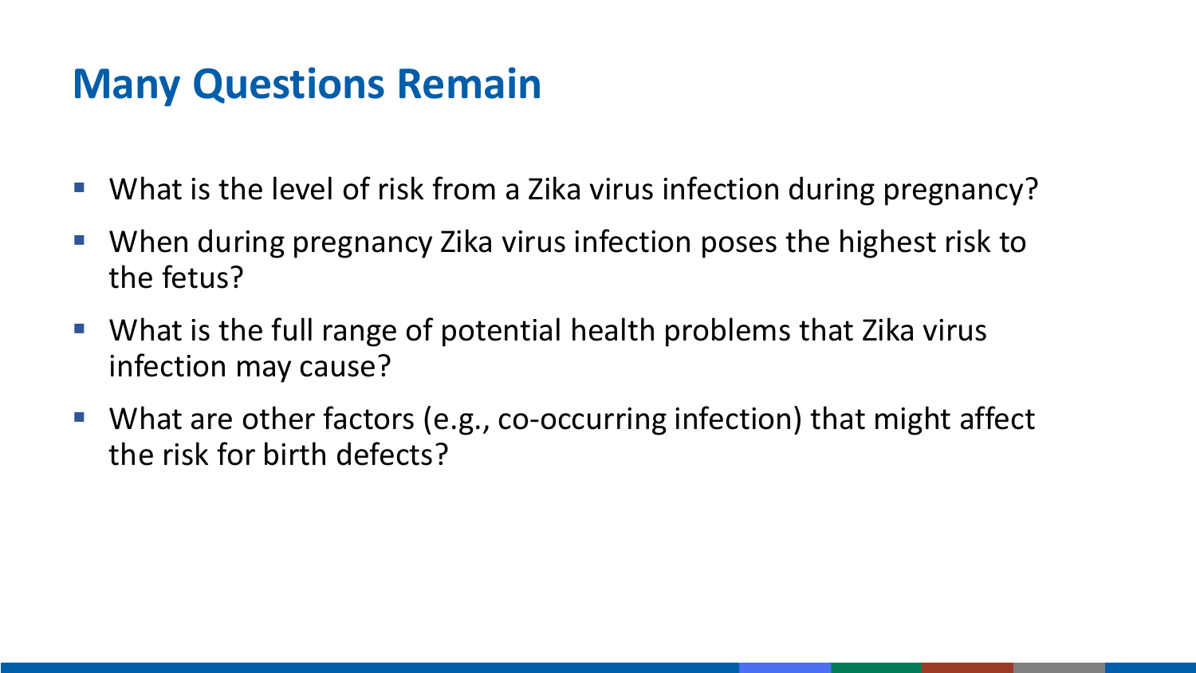# Many Questions Remain

- What is the level of risk from a Zika virus infection during pregnancy?
- When during pregnancy Zika virus infection poses the highest risk to the fetus?
- What is the full range of potential health problems that Zika virus infection may cause?
- What are other factors (e.g., co-occurring infection) that might affect the risk for birth defects?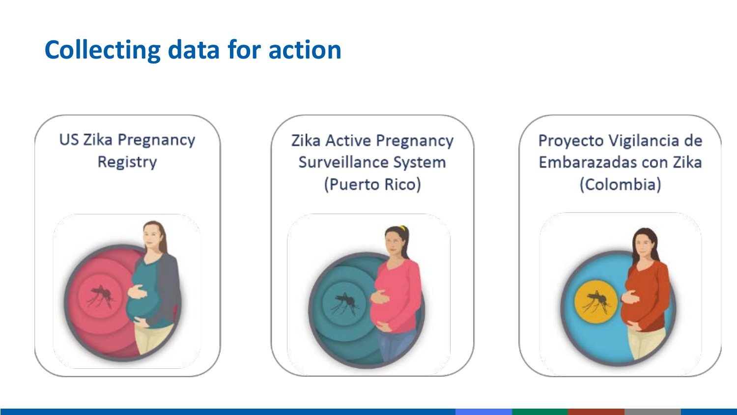# Collecting data for action

US Zika Pregnancy Registry

Zika Active Pregnancy Surveillance System (Puerto Rico)

Proyecto Vigilancia de Embarazadas con Zika (Colombia)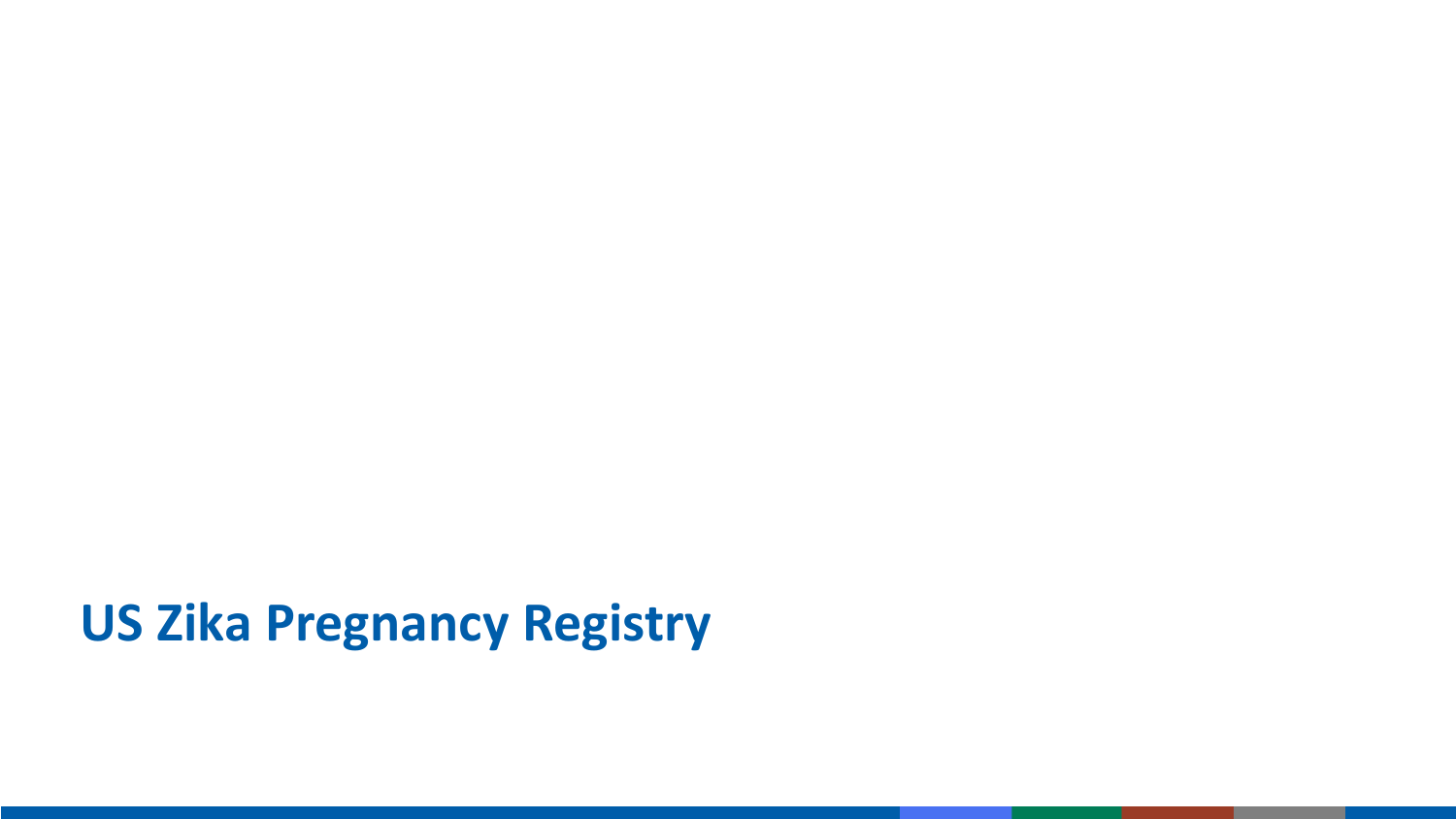# US Zika Pregnancy Registry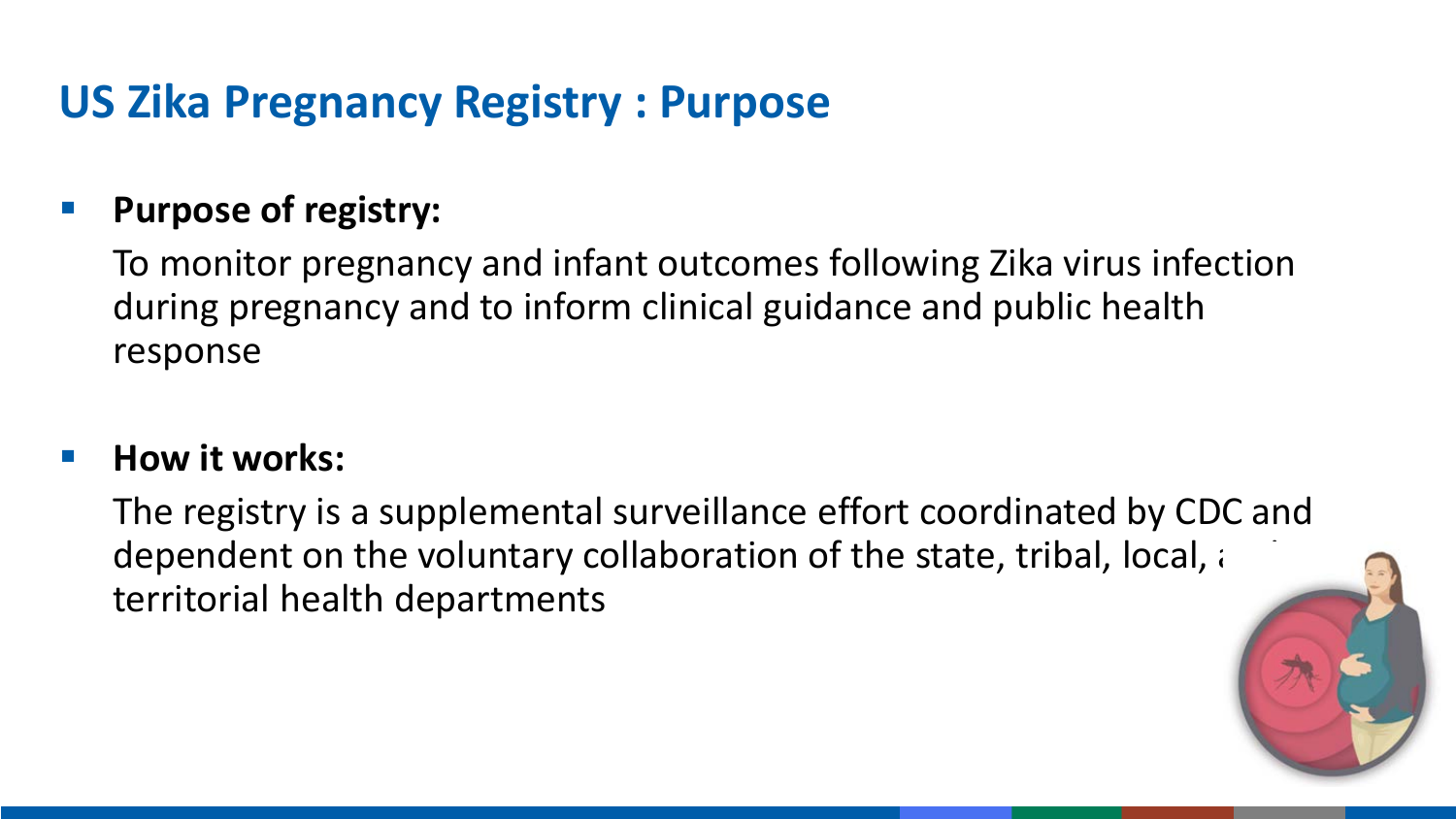# US Zika Pregnancy Registry : Purpose

- **Purpose of registry:**

  To monitor pregnancy and infant outcomes following Zika virus infection during pregnancy and to inform clinical guidance and public health response

- **How it works:**

  The registry is a supplemental surveillance effort coordinated by CDC and dependent on the voluntary collaboration of the state, tribal, local, and territorial health departments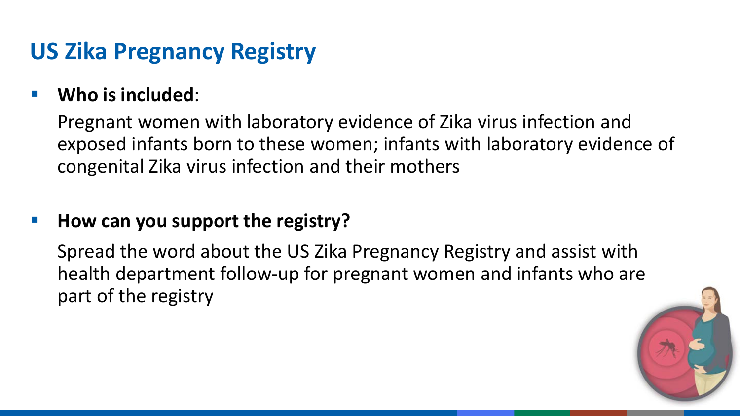# US Zika Pregnancy Registry

- **Who is included**:

  Pregnant women with laboratory evidence of Zika virus infection and exposed infants born to these women; infants with laboratory evidence of congenital Zika virus infection and their mothers

- **How can you support the registry?**

  Spread the word about the US Zika Pregnancy Registry and assist with health department follow-up for pregnant women and infants who are part of the registry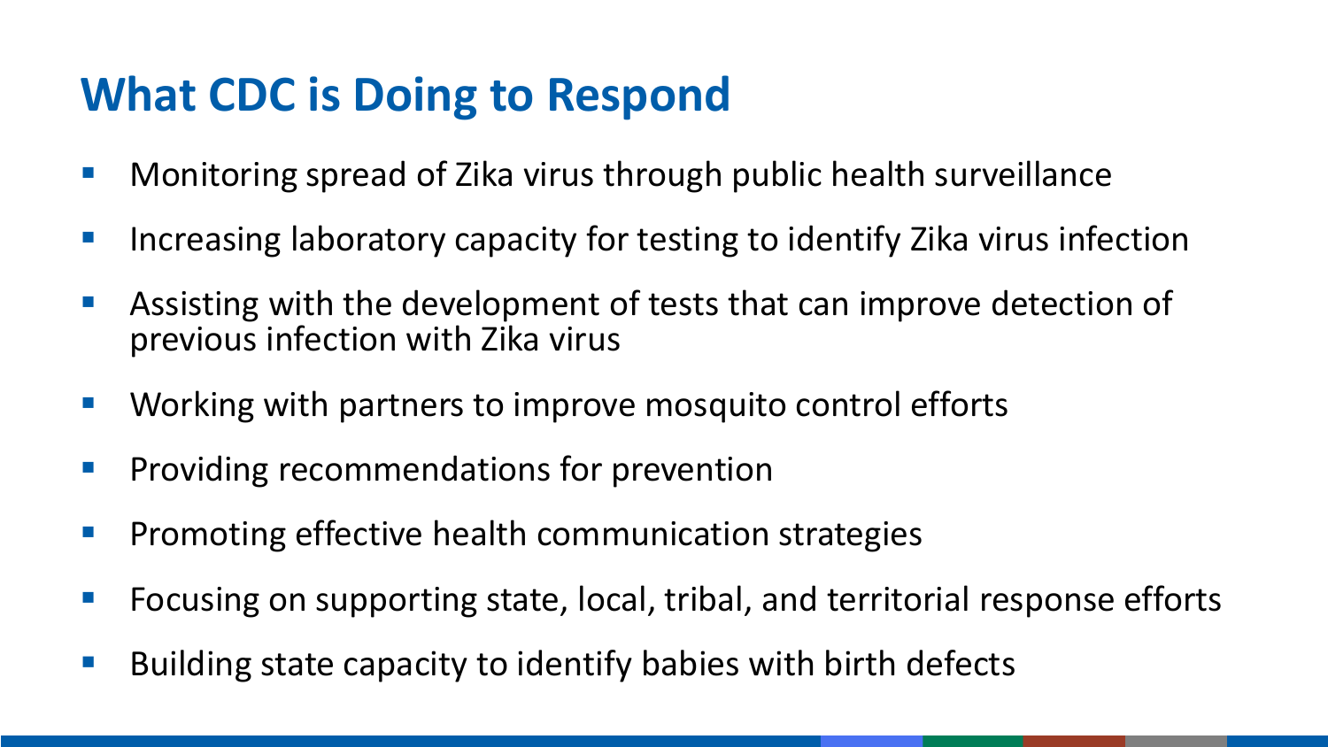# What CDC is Doing to Respond

- Monitoring spread of Zika virus through public health surveillance
- Increasing laboratory capacity for testing to identify Zika virus infection
- Assisting with the development of tests that can improve detection of previous infection with Zika virus
- Working with partners to improve mosquito control efforts
- Providing recommendations for prevention
- Promoting effective health communication strategies
- Focusing on supporting state, local, tribal, and territorial response efforts
- Building state capacity to identify babies with birth defects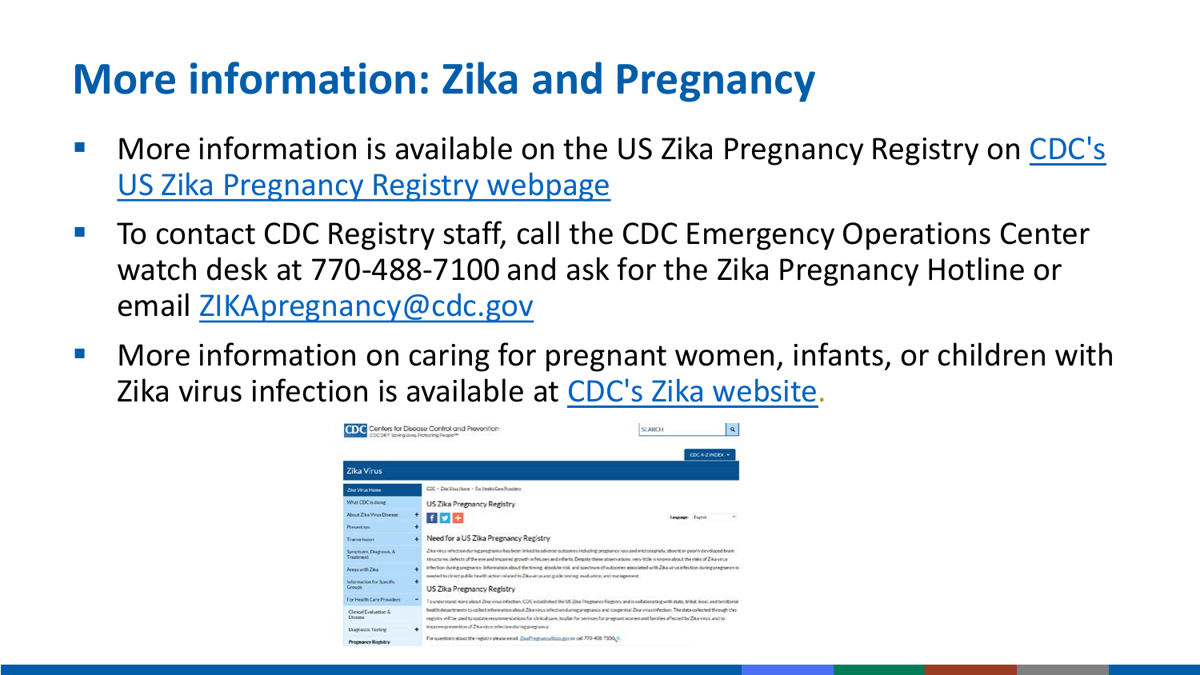# More information: Zika and Pregnancy

- More information is available on the US Zika Pregnancy Registry on CDC's US Zika Pregnancy Registry webpage
- To contact CDC Registry staff, call the CDC Emergency Operations Center watch desk at 770-488-7100 and ask for the Zika Pregnancy Hotline or email ZIKApregnancy@cdc.gov
- More information on caring for pregnant women, infants, or children with Zika virus infection is available at CDC's Zika website.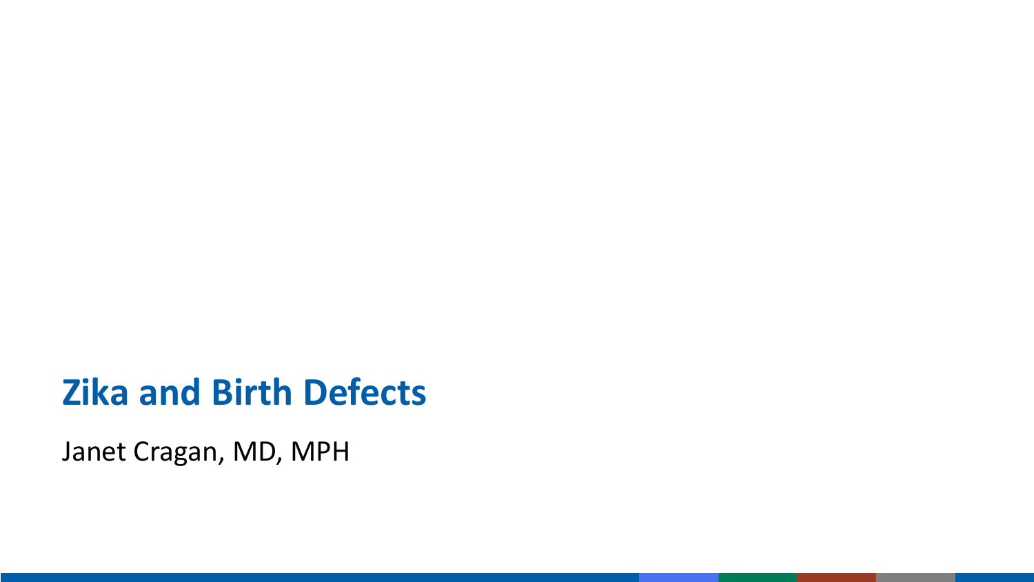# Zika and Birth Defects

Janet Cragan, MD, MPH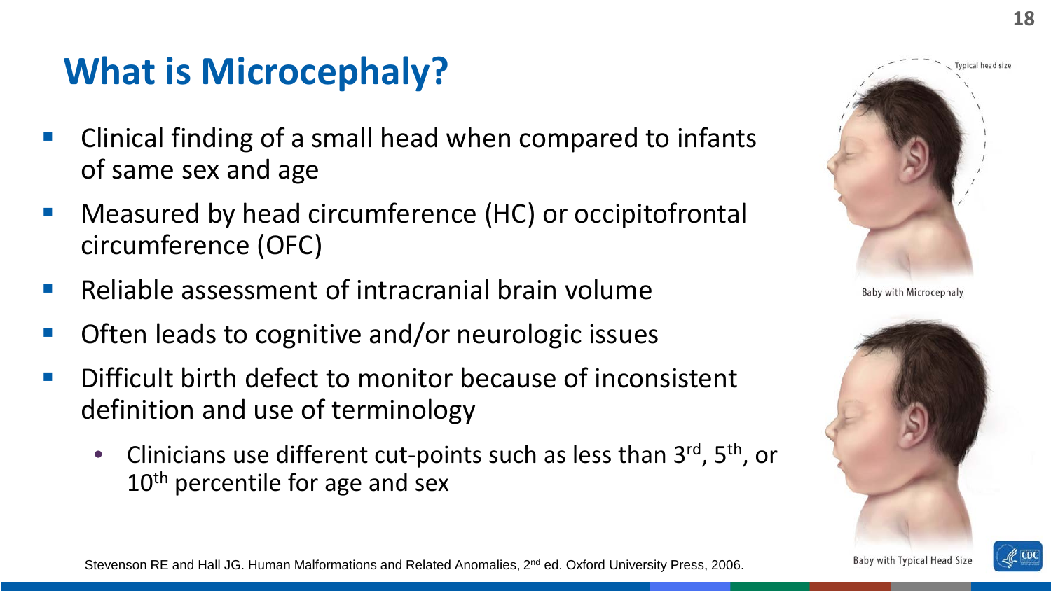# What is Microcephaly?

- Clinical finding of a small head when compared to infants of same sex and age
- Measured by head circumference (HC) or occipitofrontal circumference (OFC)
- Reliable assessment of intracranial brain volume
- Often leads to cognitive and/or neurologic issues
- Difficult birth defect to monitor because of inconsistent definition and use of terminology
  - Clinicians use different cut-points such as less than 3rd, 5th, or 10th percentile for age and sex

Typical head size

Baby with Microcephaly

Baby with Typical Head Size

Stevenson RE and Hall JG. Human Malformations and Related Anomalies, 2nd ed. Oxford University Press, 2006.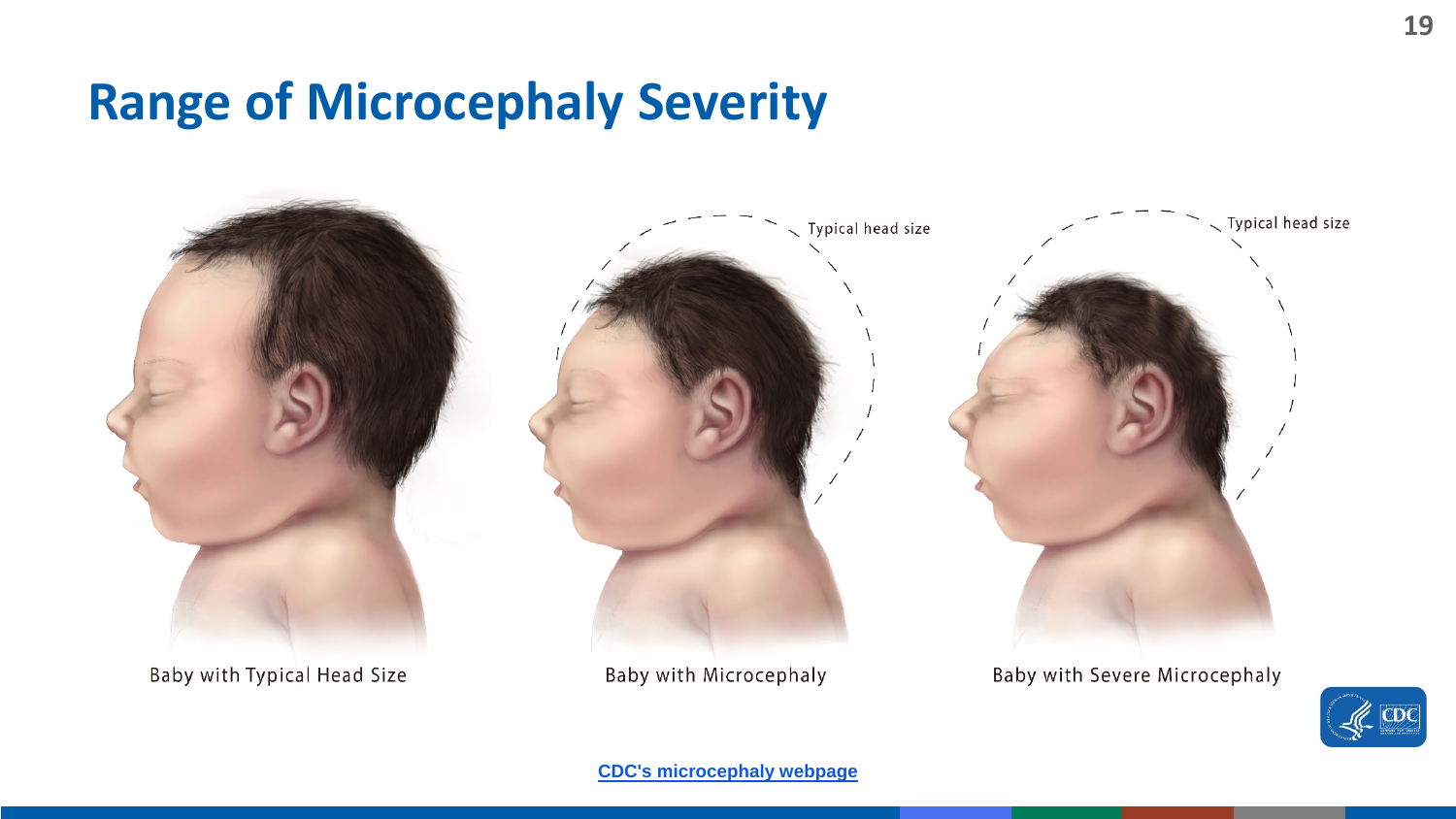# Range of Microcephaly Severity

Typical head size

Typical head size

Baby with Typical Head Size

Baby with Microcephaly

Baby with Severe Microcephaly

[CDC's microcephaly webpage]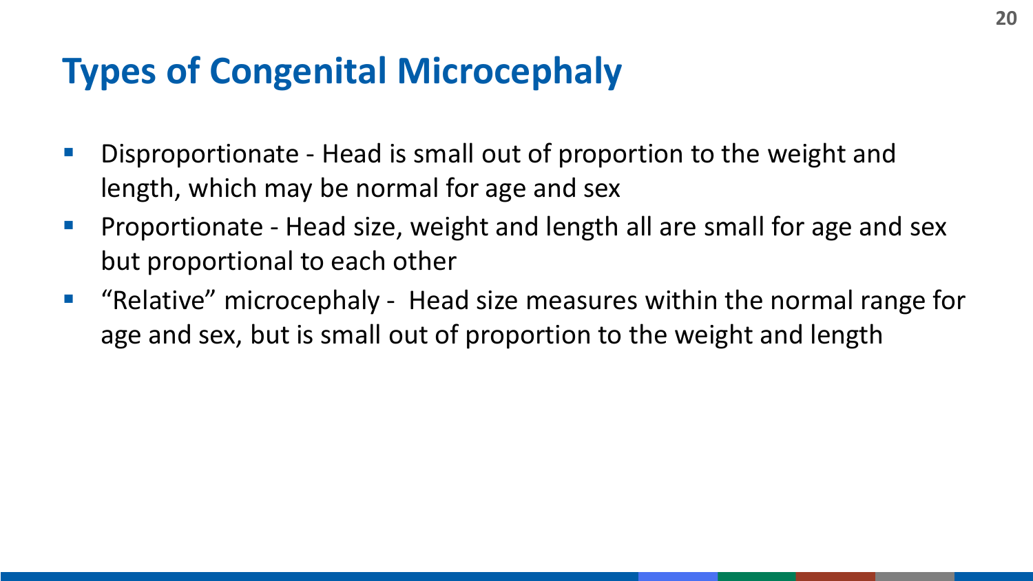# Types of Congenital Microcephaly

- Disproportionate - Head is small out of proportion to the weight and length, which may be normal for age and sex
- Proportionate - Head size, weight and length all are small for age and sex but proportional to each other
- "Relative" microcephaly - Head size measures within the normal range for age and sex, but is small out of proportion to the weight and length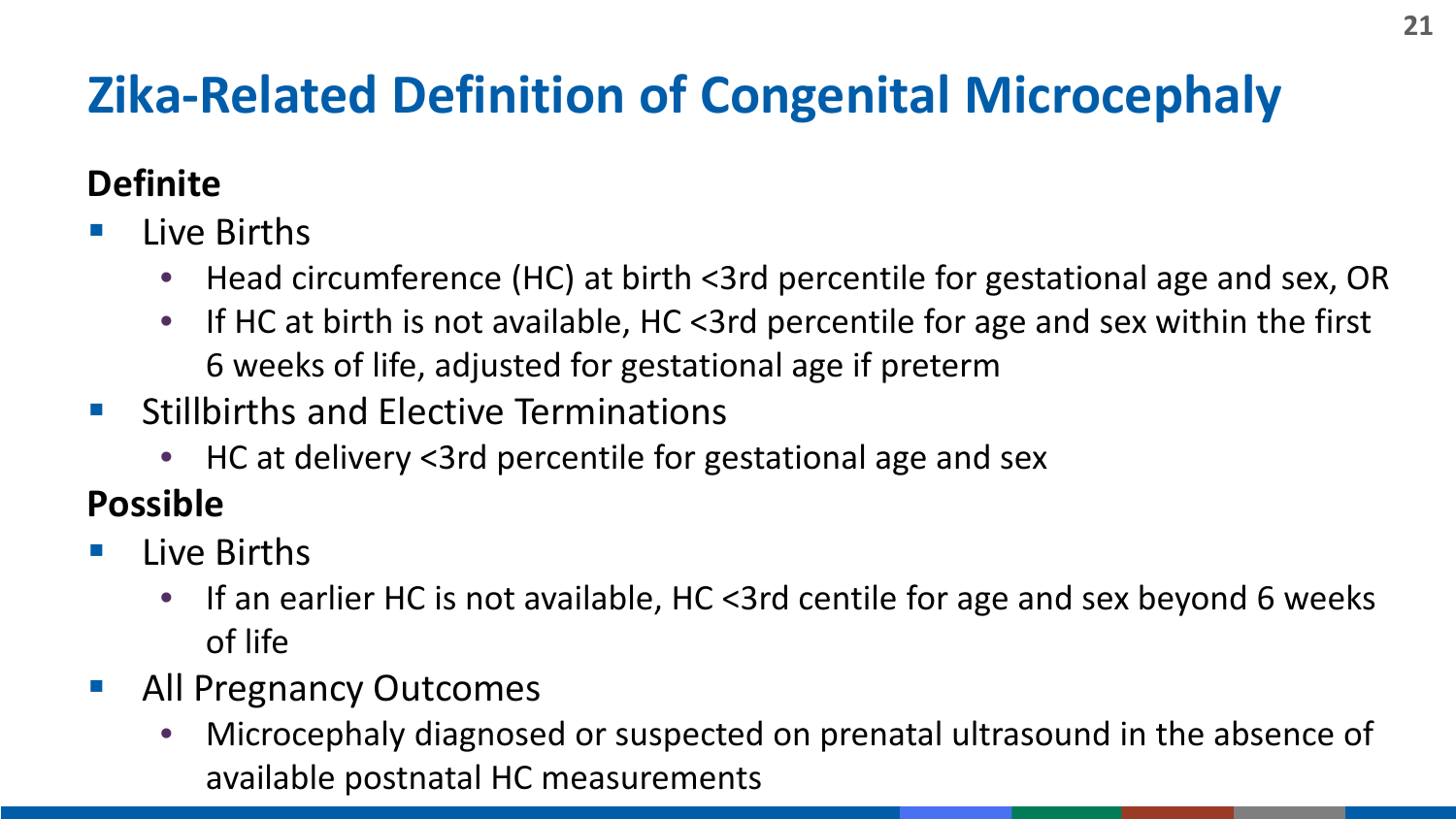# Zika-Related Definition of Congenital Microcephaly

**Definite**

- Live Births
  - Head circumference (HC) at birth <3rd percentile for gestational age and sex, OR
  - If HC at birth is not available, HC <3rd percentile for age and sex within the first 6 weeks of life, adjusted for gestational age if preterm
- Stillbirths and Elective Terminations
  - HC at delivery <3rd percentile for gestational age and sex

**Possible**

- Live Births
  - If an earlier HC is not available, HC <3rd centile for age and sex beyond 6 weeks of life
- All Pregnancy Outcomes
  - Microcephaly diagnosed or suspected on prenatal ultrasound in the absence of available postnatal HC measurements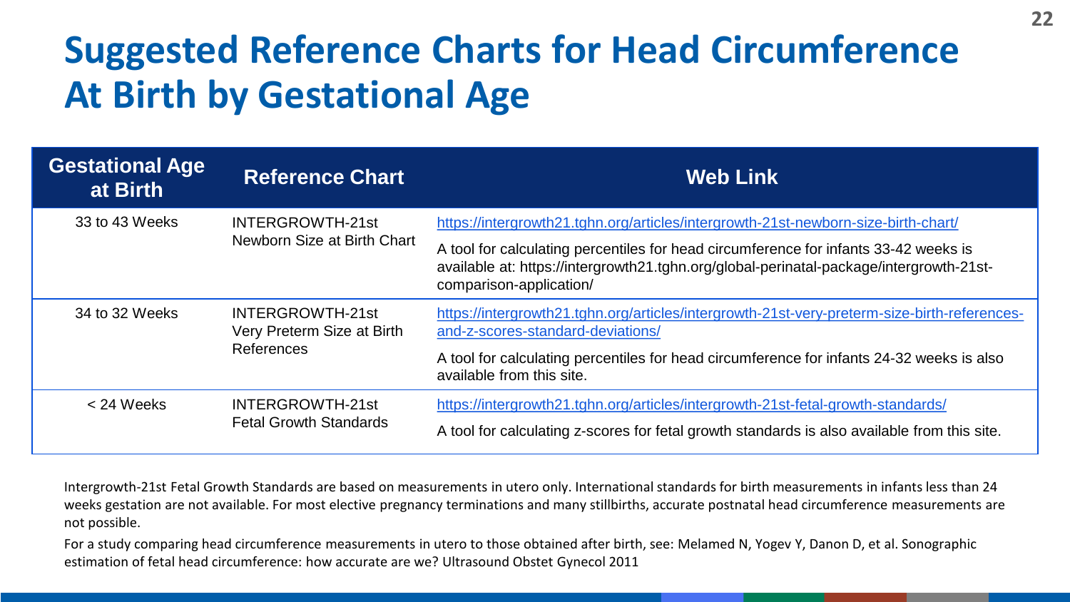# Suggested Reference Charts for Head Circumference At Birth by Gestational Age

| Gestational Age at Birth | Reference Chart | Web Link |
| --- | --- | --- |
| 33 to 43 Weeks | INTERGROWTH-21st Newborn Size at Birth Chart | https://intergrowth21.tghn.org/articles/intergrowth-21st-newborn-size-birth-chart/ <br> A tool for calculating percentiles for head circumference for infants 33-42 weeks is available at: https://intergrowth21.tghn.org/global-perinatal-package/intergrowth-21st-comparison-application/ |
| 34 to 32 Weeks | INTERGROWTH-21st Very Preterm Size at Birth References | https://intergrowth21.tghn.org/articles/intergrowth-21st-very-preterm-size-birth-references-and-z-scores-standard-deviations/ <br> A tool for calculating percentiles for head circumference for infants 24-32 weeks is also available from this site. |
| < 24 Weeks | INTERGROWTH-21st Fetal Growth Standards | https://intergrowth21.tghn.org/articles/intergrowth-21st-fetal-growth-standards/ <br> A tool for calculating z-scores for fetal growth standards is also available from this site. |

Intergrowth-21st Fetal Growth Standards are based on measurements in utero only. International standards for birth measurements in infants less than 24 weeks gestation are not available. For most elective pregnancy terminations and many stillbirths, accurate postnatal head circumference measurements are not possible.

For a study comparing head circumference measurements in utero to those obtained after birth, see: Melamed N, Yogev Y, Danon D, et al. Sonographic estimation of fetal head circumference: how accurate are we? Ultrasound Obstet Gynecol 2011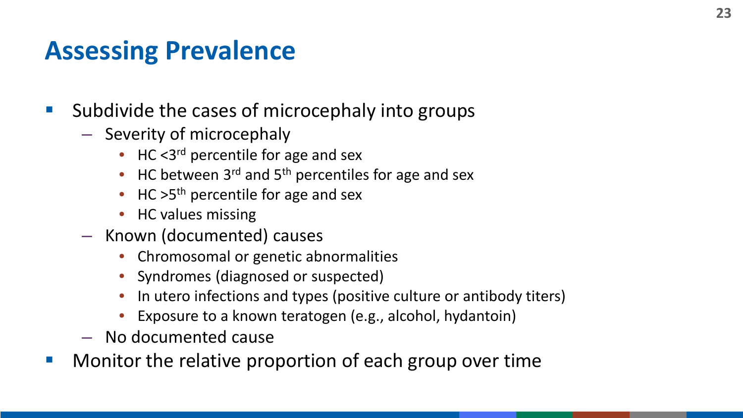# Assessing Prevalence

- Subdivide the cases of microcephaly into groups
  - Severity of microcephaly
    - HC <3rd percentile for age and sex
    - HC between 3rd and 5th percentiles for age and sex
    - HC >5th percentile for age and sex
    - HC values missing
  - Known (documented) causes
    - Chromosomal or genetic abnormalities
    - Syndromes (diagnosed or suspected)
    - In utero infections and types (positive culture or antibody titers)
    - Exposure to a known teratogen (e.g., alcohol, hydantoin)
  - No documented cause
- Monitor the relative proportion of each group over time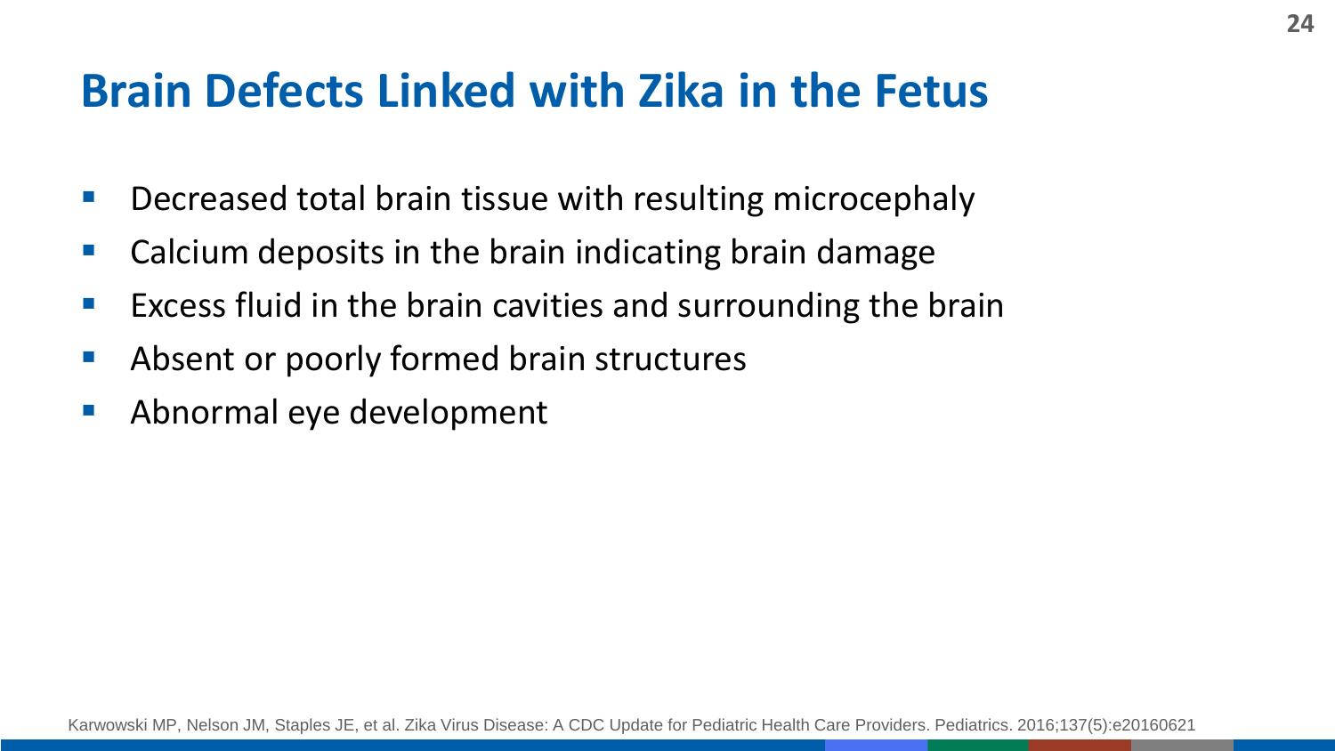# Brain Defects Linked with Zika in the Fetus

- Decreased total brain tissue with resulting microcephaly
- Calcium deposits in the brain indicating brain damage
- Excess fluid in the brain cavities and surrounding the brain
- Absent or poorly formed brain structures
- Abnormal eye development

Karwowski MP, Nelson JM, Staples JE, et al. Zika Virus Disease: A CDC Update for Pediatric Health Care Providers. Pediatrics. 2016;137(5):e20160621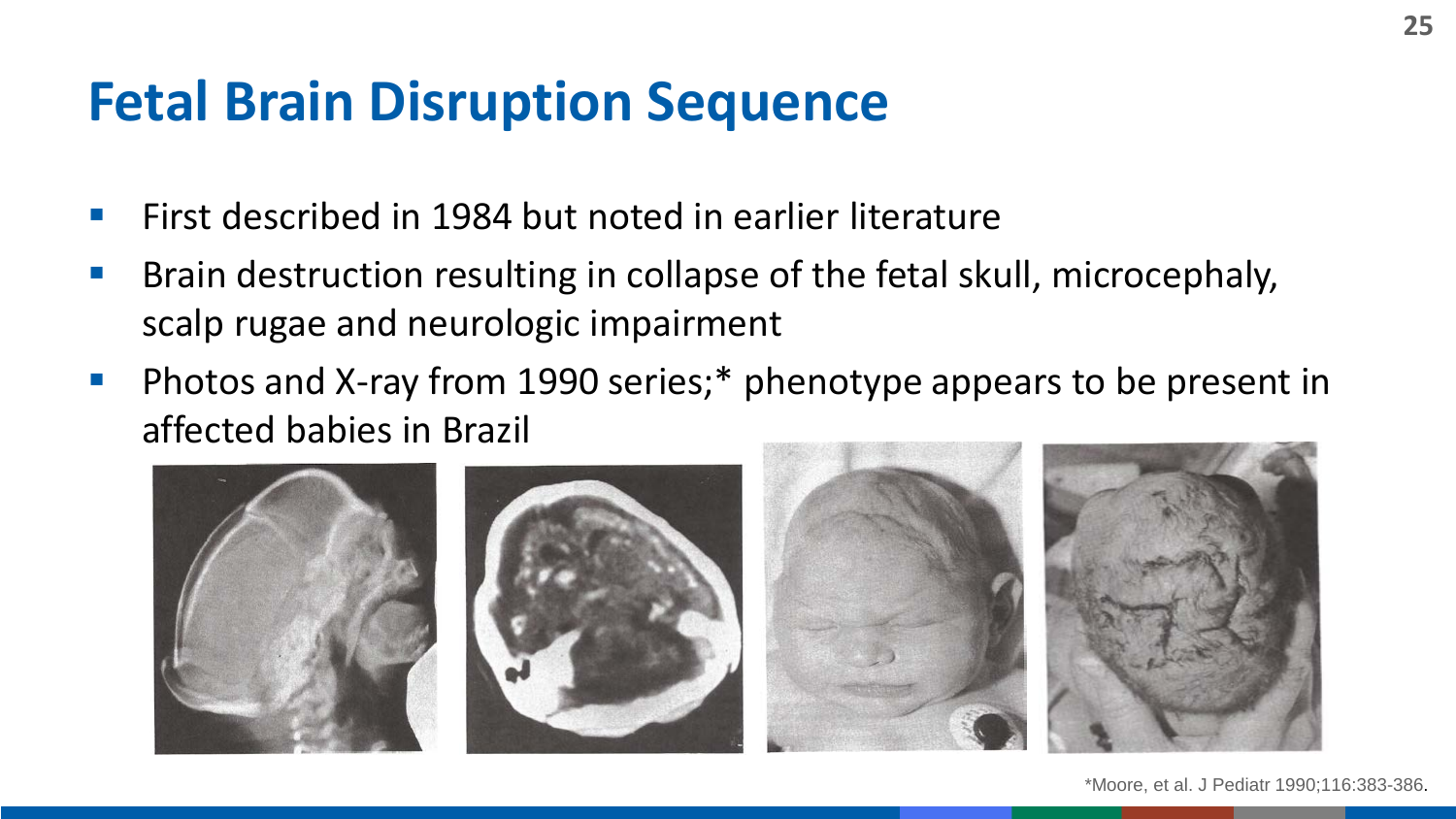# Fetal Brain Disruption Sequence

- First described in 1984 but noted in earlier literature
- Brain destruction resulting in collapse of the fetal skull, microcephaly, scalp rugae and neurologic impairment
- Photos and X-ray from 1990 series;* phenotype appears to be present in affected babies in Brazil

*Moore, et al. J Pediatr 1990;116:383-386.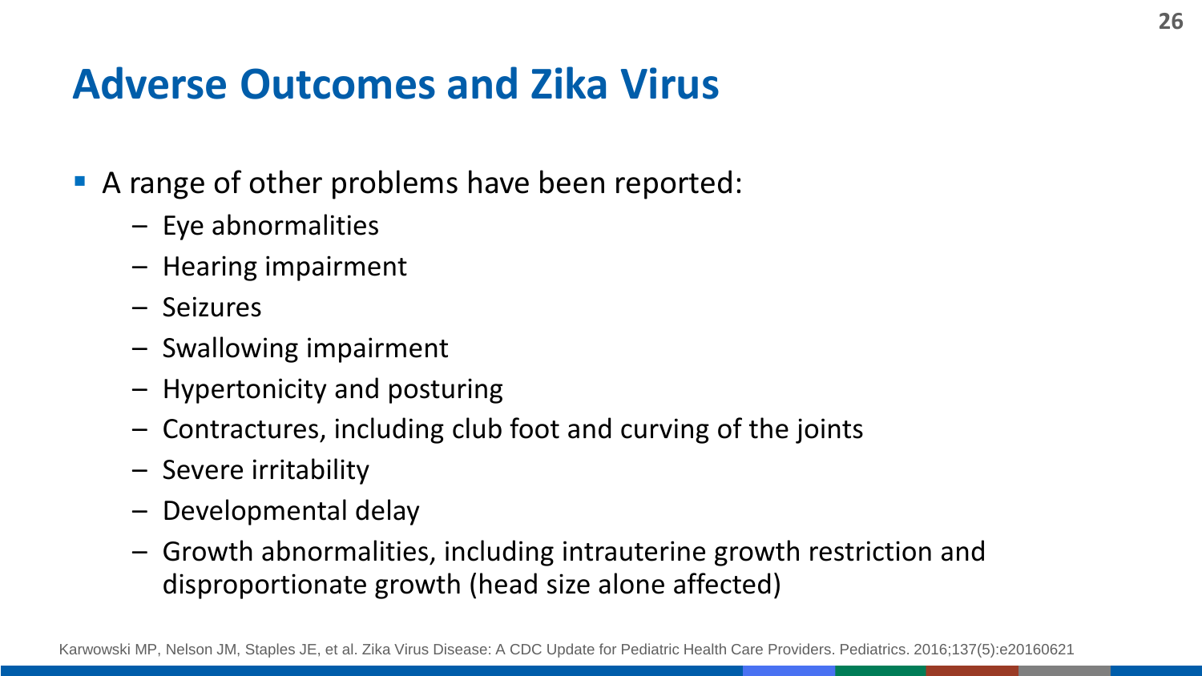# Adverse Outcomes and Zika Virus

- A range of other problems have been reported:
  - Eye abnormalities
  - Hearing impairment
  - Seizures
  - Swallowing impairment
  - Hypertonicity and posturing
  - Contractures, including club foot and curving of the joints
  - Severe irritability
  - Developmental delay
  - Growth abnormalities, including intrauterine growth restriction and disproportionate growth (head size alone affected)

Karwowski MP, Nelson JM, Staples JE, et al. Zika Virus Disease: A CDC Update for Pediatric Health Care Providers. Pediatrics. 2016;137(5):e20160621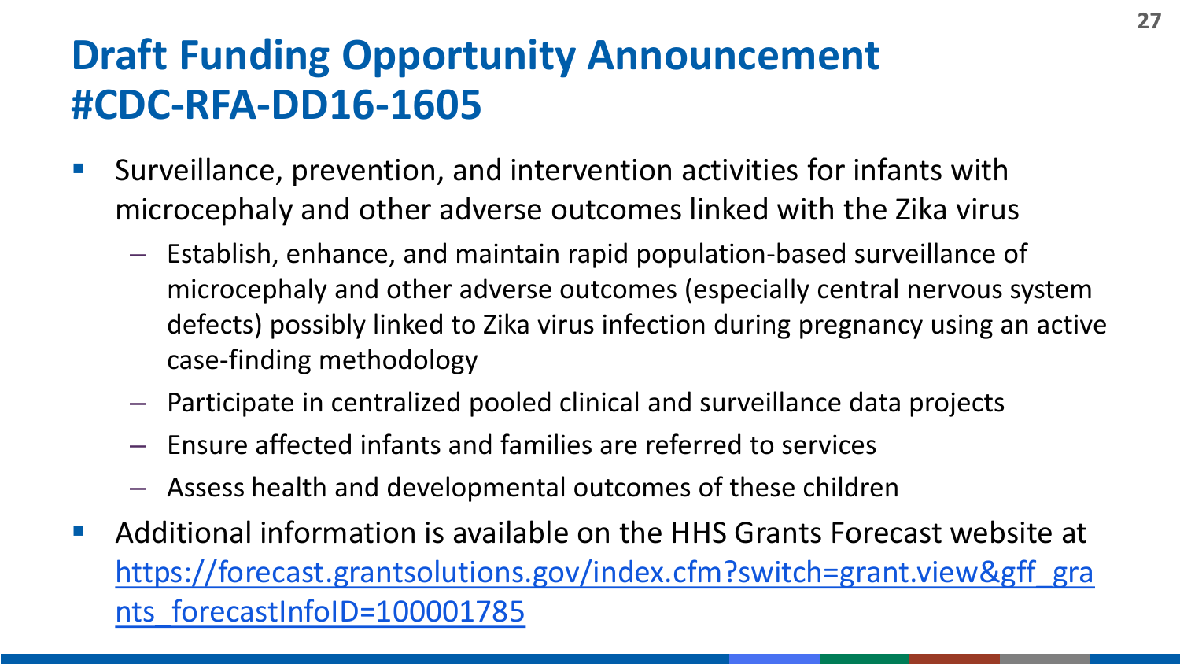# Draft Funding Opportunity Announcement #CDC-RFA-DD16-1605

- Surveillance, prevention, and intervention activities for infants with microcephaly and other adverse outcomes linked with the Zika virus
  - Establish, enhance, and maintain rapid population-based surveillance of microcephaly and other adverse outcomes (especially central nervous system defects) possibly linked to Zika virus infection during pregnancy using an active case-finding methodology
  - Participate in centralized pooled clinical and surveillance data projects
  - Ensure affected infants and families are referred to services
  - Assess health and developmental outcomes of these children
- Additional information is available on the HHS Grants Forecast website at https://forecast.grantsolutions.gov/index.cfm?switch=grant.view&gff_grants_forecastInfoID=100001785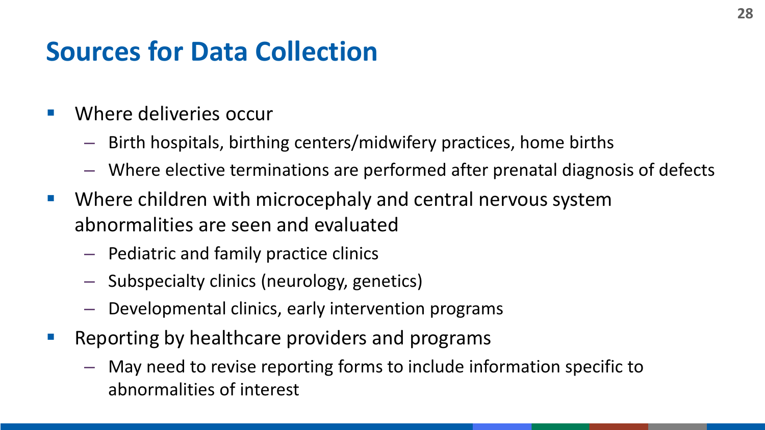# Sources for Data Collection

- Where deliveries occur
  - Birth hospitals, birthing centers/midwifery practices, home births
  - Where elective terminations are performed after prenatal diagnosis of defects
- Where children with microcephaly and central nervous system abnormalities are seen and evaluated
  - Pediatric and family practice clinics
  - Subspecialty clinics (neurology, genetics)
  - Developmental clinics, early intervention programs
- Reporting by healthcare providers and programs
  - May need to revise reporting forms to include information specific to abnormalities of interest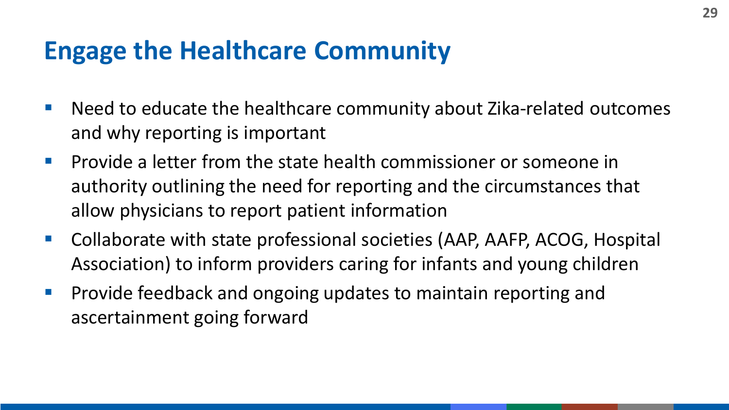# Engage the Healthcare Community

- Need to educate the healthcare community about Zika-related outcomes and why reporting is important
- Provide a letter from the state health commissioner or someone in authority outlining the need for reporting and the circumstances that allow physicians to report patient information
- Collaborate with state professional societies (AAP, AAFP, ACOG, Hospital Association) to inform providers caring for infants and young children
- Provide feedback and ongoing updates to maintain reporting and ascertainment going forward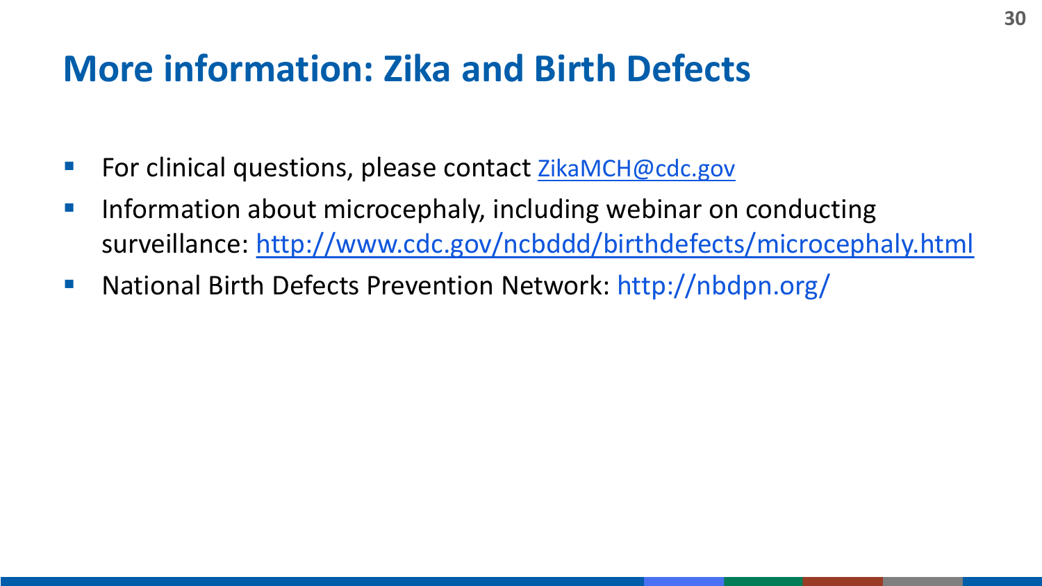# More information: Zika and Birth Defects

- For clinical questions, please contact ZikaMCH@cdc.gov
- Information about microcephaly, including webinar on conducting surveillance: http://www.cdc.gov/ncbddd/birthdefects/microcephaly.html
- National Birth Defects Prevention Network: http://nbdpn.org/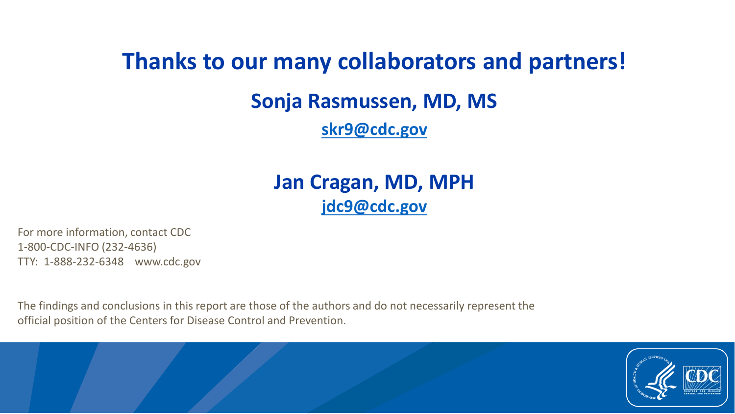# Thanks to our many collaborators and partners!

## Sonja Rasmussen, MD, MS

skr9@cdc.gov

## Jan Cragan, MD, MPH

jdc9@cdc.gov

For more information, contact CDC
1-800-CDC-INFO (232-4636)
TTY: 1-888-232-6348 www.cdc.gov

The findings and conclusions in this report are those of the authors and do not necessarily represent the official position of the Centers for Disease Control and Prevention.